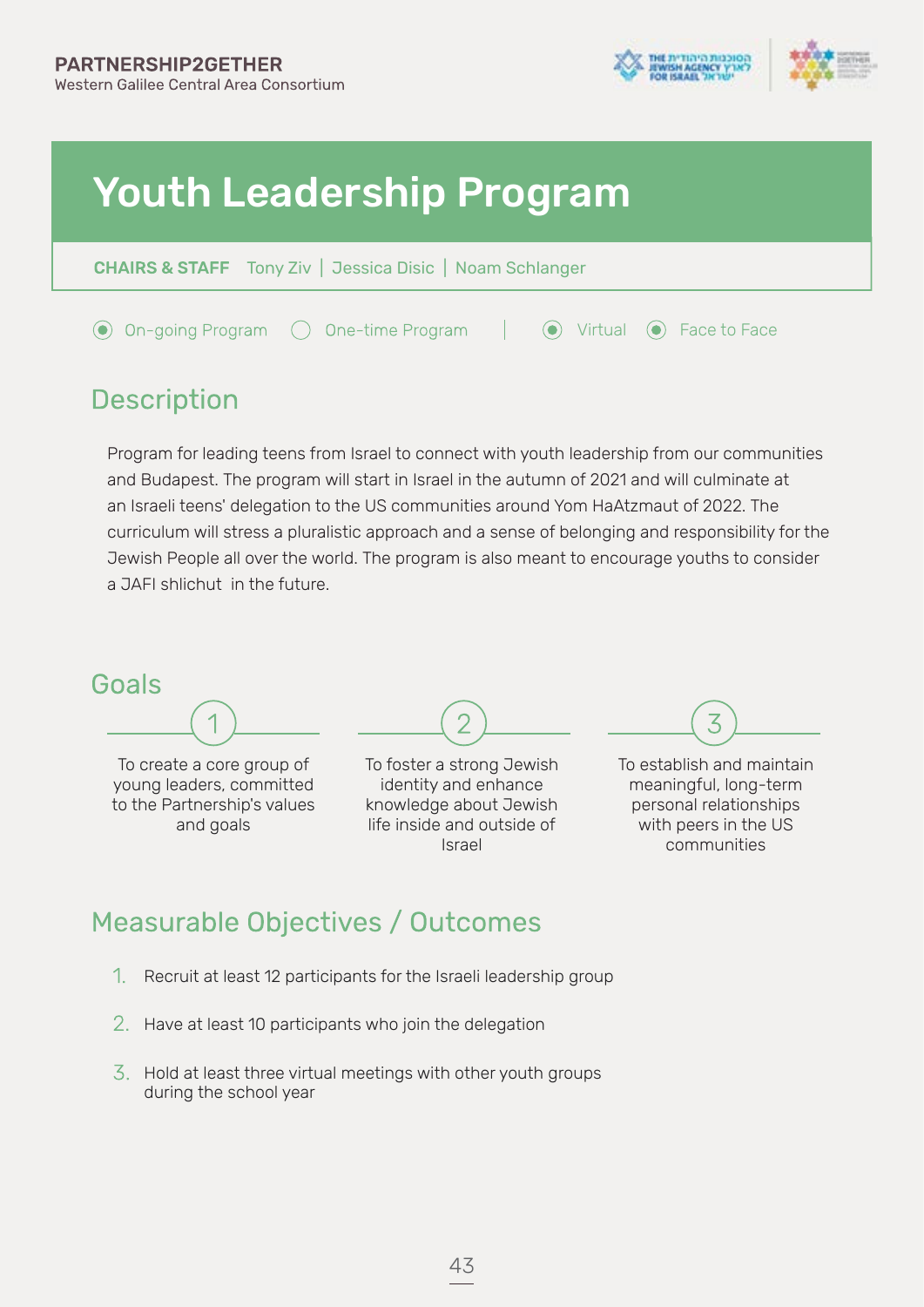**PARTNERSHIP2GETHER**
Western Galilee Central Area Consortium

# Youth Leadership Program

**CHAIRS & STAFF** Tony Ziv | Jessica Disic | Noam Schlanger

◉ On-going Program ○ One-time Program | ◉ Virtual ◉ Face to Face

## Description

Program for leading teens from Israel to connect with youth leadership from our communities and Budapest. The program will start in Israel in the autumn of 2021 and will culminate at an Israeli teens' delegation to the US communities around Yom HaAtzmaut of 2022. The curriculum will stress a pluralistic approach and a sense of belonging and responsibility for the Jewish People all over the world. The program is also meant to encourage youths to consider a JAFI shlichut in the future.

## Goals

1. To create a core group of young leaders, committed to the Partnership's values and goals
2. To foster a strong Jewish identity and enhance knowledge about Jewish life inside and outside of Israel
3. To establish and maintain meaningful, long-term personal relationships with peers in the US communities

## Measurable Objectives / Outcomes

1. Recruit at least 12 participants for the Israeli leadership group
2. Have at least 10 participants who join the delegation
3. Hold at least three virtual meetings with other youth groups during the school year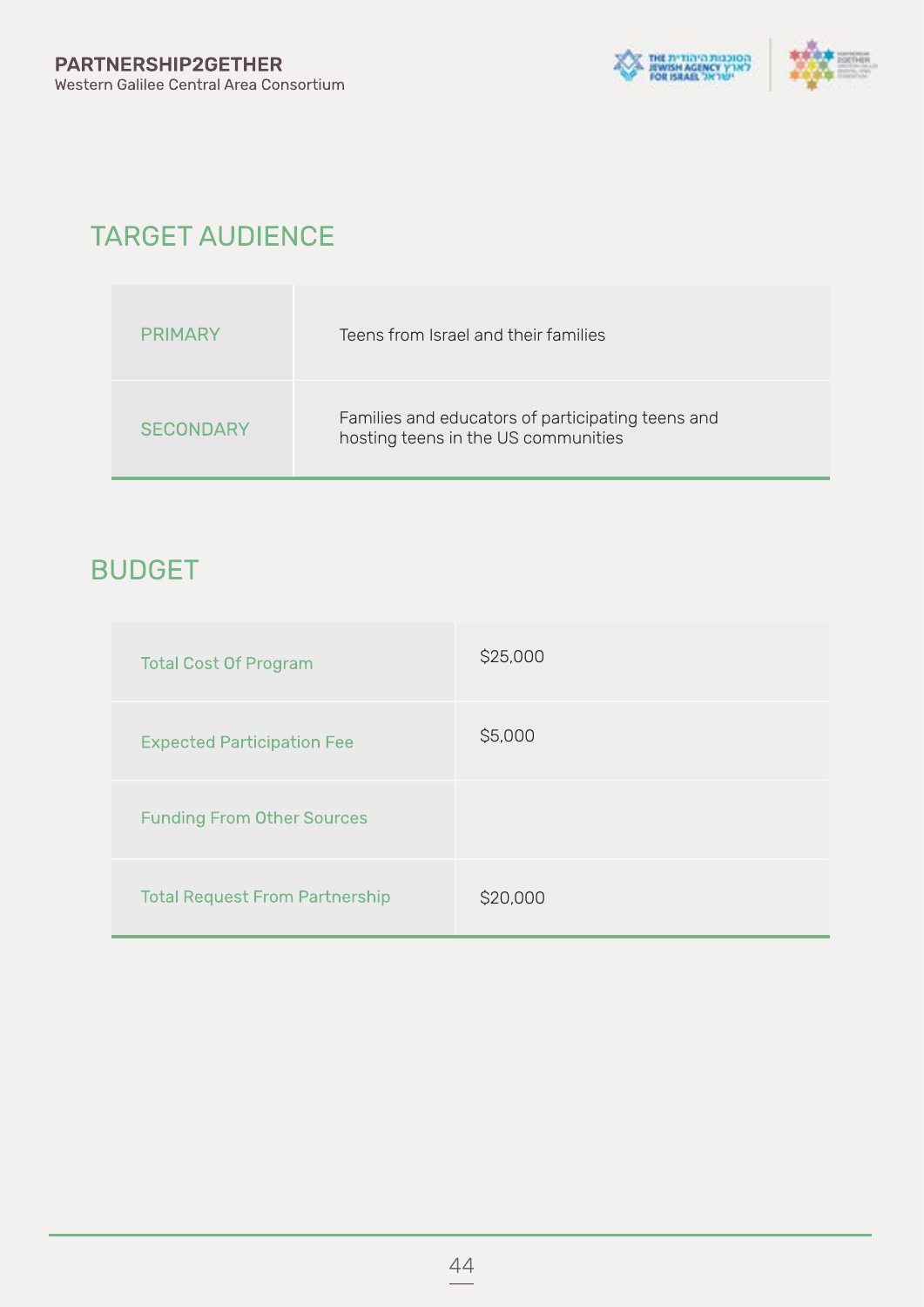## TARGET AUDIENCE

| | |
|---|---|
| PRIMARY | Teens from Israel and their families |
| SECONDARY | Families and educators of participating teens and hosting teens in the US communities |

## BUDGET

| | |
|---|---|
| Total Cost Of Program | $25,000 |
| Expected Participation Fee | $5,000 |
| Funding From Other Sources | |
| Total Request From Partnership | $20,000 |